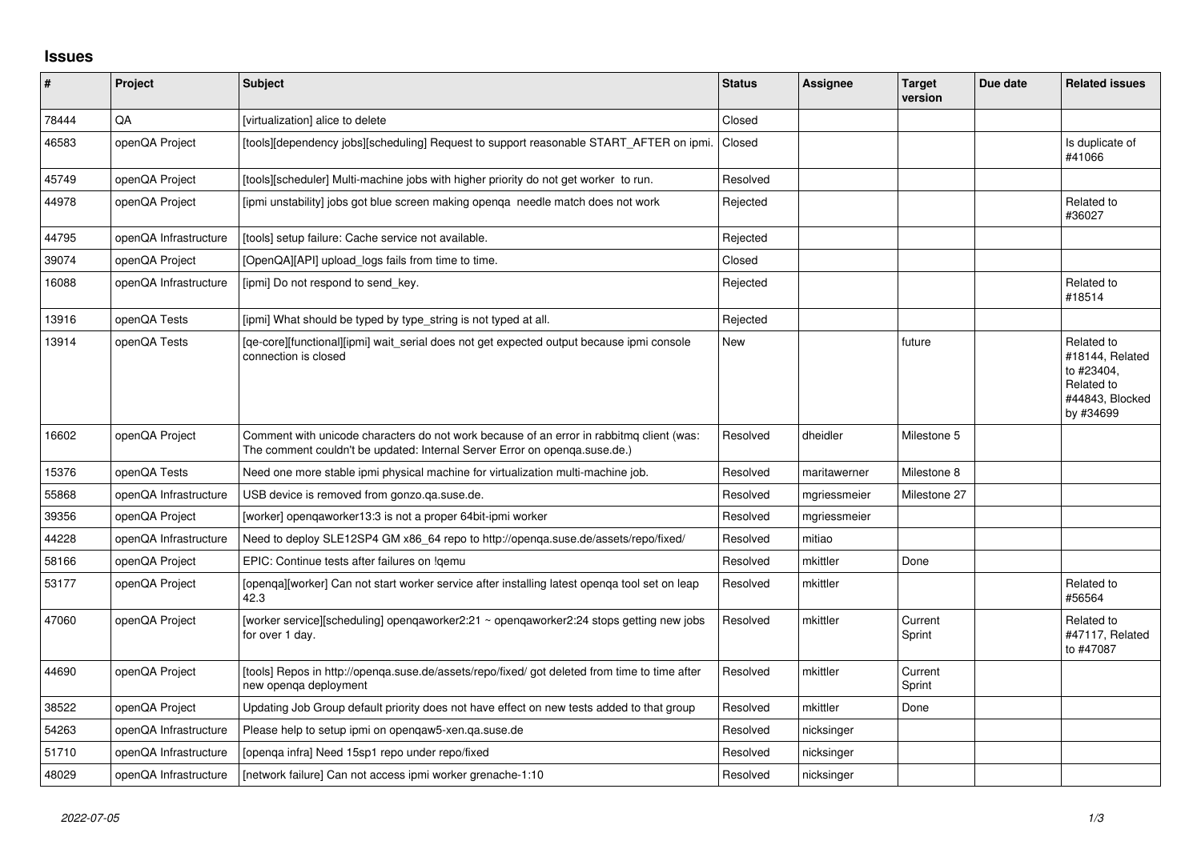## Issues

| # | Project | Subject | Status | Assignee | Target version | Due date | Related issues |
|---|---|---|---|---|---|---|---|
| 78444 | QA | [virtualization] alice to delete | Closed | | | | |
| 46583 | openQA Project | [tools][dependency jobs][scheduling] Request to support reasonable START_AFTER on ipmi. | Closed | | | | Is duplicate of #41066 |
| 45749 | openQA Project | [tools][scheduler] Multi-machine jobs with higher priority do not get worker to run. | Resolved | | | | |
| 44978 | openQA Project | [ipmi unstability] jobs got blue screen making openqa needle match does not work | Rejected | | | | Related to #36027 |
| 44795 | openQA Infrastructure | [tools] setup failure: Cache service not available. | Rejected | | | | |
| 39074 | openQA Project | [OpenQA][API] upload_logs fails from time to time. | Closed | | | | |
| 16088 | openQA Infrastructure | [ipmi] Do not respond to send_key. | Rejected | | | | Related to #18514 |
| 13916 | openQA Tests | [ipmi] What should be typed by type_string is not typed at all. | Rejected | | | | |
| 13914 | openQA Tests | [qe-core][functional][ipmi] wait_serial does not get expected output because ipmi console connection is closed | New | | future | | Related to #18144, Related to #23404, Related to #44843, Blocked by #34699 |
| 16602 | openQA Project | Comment with unicode characters do not work because of an error in rabbitmq client (was: The comment couldn't be updated: Internal Server Error on openqa.suse.de.) | Resolved | dheidler | Milestone 5 | | |
| 15376 | openQA Tests | Need one more stable ipmi physical machine for virtualization multi-machine job. | Resolved | maritawerner | Milestone 8 | | |
| 55868 | openQA Infrastructure | USB device is removed from gonzo.qa.suse.de. | Resolved | mgriessmeier | Milestone 27 | | |
| 39356 | openQA Project | [worker] openqaworker13:3 is not a proper 64bit-ipmi worker | Resolved | mgriessmeier | | | |
| 44228 | openQA Infrastructure | Need to deploy SLE12SP4 GM x86_64 repo to http://openqa.suse.de/assets/repo/fixed/ | Resolved | mitiao | | | |
| 58166 | openQA Project | EPIC: Continue tests after failures on !qemu | Resolved | mkittler | Done | | |
| 53177 | openQA Project | [openqa][worker] Can not start worker service after installing latest openqa tool set on leap 42.3 | Resolved | mkittler | | | Related to #56564 |
| 47060 | openQA Project | [worker service][scheduling] openqaworker2:21 ~ openqaworker2:24 stops getting new jobs for over 1 day. | Resolved | mkittler | Current Sprint | | Related to #47117, Related to #47087 |
| 44690 | openQA Project | [tools] Repos in http://openqa.suse.de/assets/repo/fixed/ got deleted from time to time after new openqa deployment | Resolved | mkittler | Current Sprint | | |
| 38522 | openQA Project | Updating Job Group default priority does not have effect on new tests added to that group | Resolved | mkittler | Done | | |
| 54263 | openQA Infrastructure | Please help to setup ipmi on openqaw5-xen.qa.suse.de | Resolved | nicksinger | | | |
| 51710 | openQA Infrastructure | [openqa infra] Need 15sp1 repo under repo/fixed | Resolved | nicksinger | | | |
| 48029 | openQA Infrastructure | [network failure] Can not access ipmi worker grenache-1:10 | Resolved | nicksinger | | | |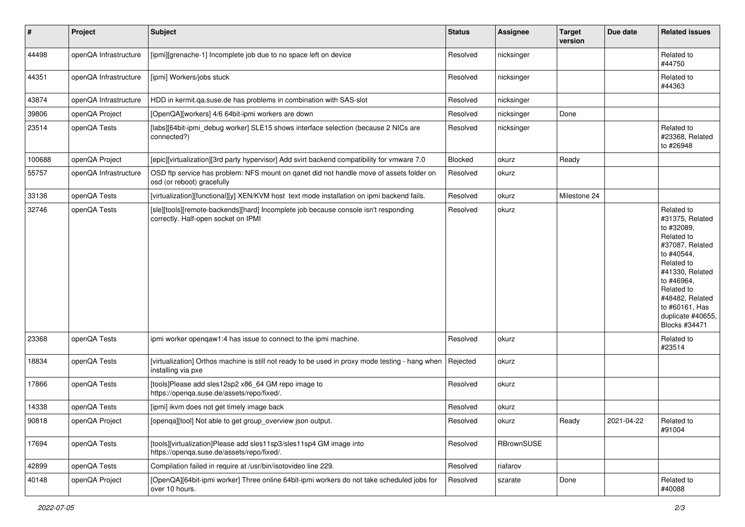| # | Project | Subject | Status | Assignee | Target version | Due date | Related issues |
|---|---|---|---|---|---|---|---|
| 44498 | openQA Infrastructure | [ipmi][grenache-1] Incomplete job due to no space left on device | Resolved | nicksinger | | | Related to #44750 |
| 44351 | openQA Infrastructure | [ipmi] Workers/jobs stuck | Resolved | nicksinger | | | Related to #44363 |
| 43874 | openQA Infrastructure | HDD in kermit.qa.suse.de has problems in combination with SAS-slot | Resolved | nicksinger | | | |
| 39806 | openQA Project | [OpenQA][workers] 4/6 64bit-ipmi workers are down | Resolved | nicksinger | Done | | |
| 23514 | openQA Tests | [labs][64bit-ipmi_debug worker] SLE15 shows interface selection (because 2 NICs are connected?) | Resolved | nicksinger | | | Related to #23368, Related to #26948 |
| 100688 | openQA Project | [epic][virtualization][3rd party hypervisor] Add svirt backend compatibility for vmware 7.0 | Blocked | okurz | Ready | | |
| 55757 | openQA Infrastructure | OSD ftp service has problem: NFS mount on qanet did not handle move of assets folder on osd (or reboot) gracefully | Resolved | okurz | | | |
| 33136 | openQA Tests | [virtualization][functional][y] XEN/KVM host text mode installation on ipmi backend fails. | Resolved | okurz | Milestone 24 | | |
| 32746 | openQA Tests | [sle][tools][remote-backends][hard] Incomplete job because console isn't responding correctly. Half-open socket on IPMI | Resolved | okurz | | | Related to #31375, Related to #32089, Related to #37087, Related to #40544, Related to #41330, Related to #46964, Related to #48482, Related to #60161, Has duplicate #40655, Blocks #34471 |
| 23368 | openQA Tests | ipmi worker openqaw1:4 has issue to connect to the ipmi machine. | Resolved | okurz | | | Related to #23514 |
| 18834 | openQA Tests | [virtualization] Orthos machine is still not ready to be used in proxy mode testing - hang when installing via pxe | Rejected | okurz | | | |
| 17866 | openQA Tests | [tools]Please add sles12sp2 x86_64 GM repo image to https://openqa.suse.de/assets/repo/fixed/. | Resolved | okurz | | | |
| 14338 | openQA Tests | [ipmi] ikvm does not get timely image back | Resolved | okurz | | | |
| 90818 | openQA Project | [openqa][tool] Not able to get group_overview json output. | Resolved | okurz | Ready | 2021-04-22 | Related to #91004 |
| 17694 | openQA Tests | [tools][virtualization]Please add sles11sp3/sles11sp4 GM image into https://openqa.suse.de/assets/repo/fixed/. | Resolved | RBrownSUSE | | | |
| 42899 | openQA Tests | Compilation failed in require at /usr/bin/isotovideo line 229. | Resolved | riafarov | | | |
| 40148 | openQA Project | [OpenQA][64bit-ipmi worker] Three online 64bit-ipmi workers do not take scheduled jobs for over 10 hours. | Resolved | szarate | Done | | Related to #40088 |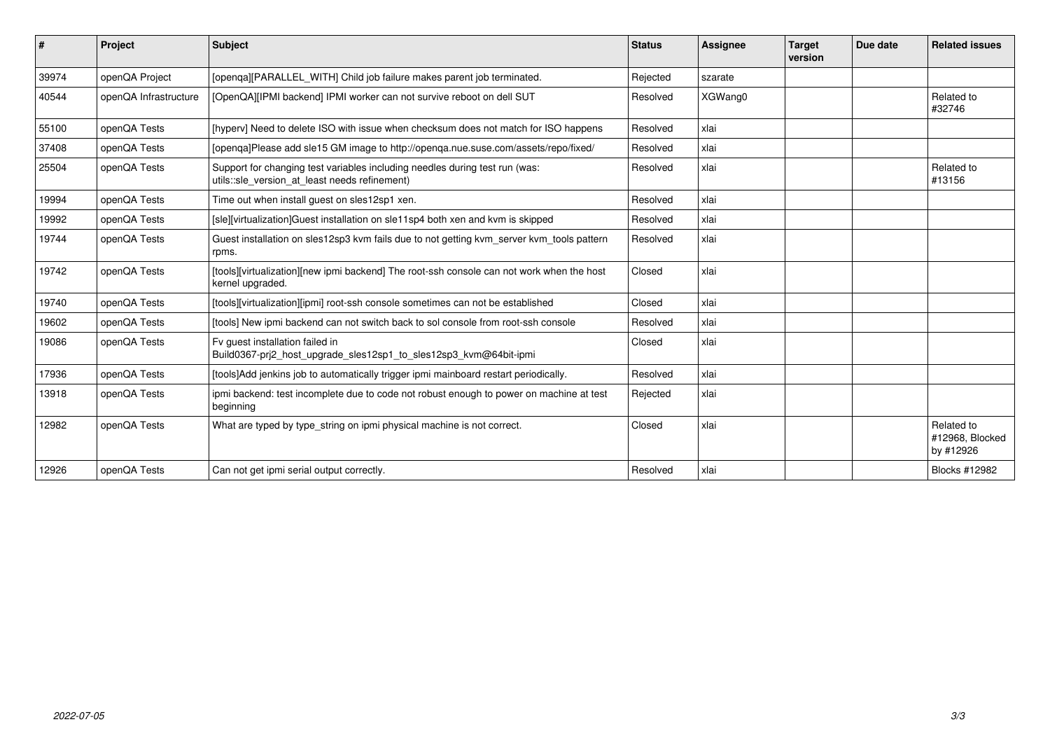| # | Project | Subject | Status | Assignee | Target version | Due date | Related issues |
|---|---|---|---|---|---|---|---|
| 39974 | openQA Project | [openqa][PARALLEL_WITH] Child job failure makes parent job terminated. | Rejected | szarate | | | |
| 40544 | openQA Infrastructure | [OpenQA][IPMI backend] IPMI worker can not survive reboot on dell SUT | Resolved | XGWang0 | | | Related to #32746 |
| 55100 | openQA Tests | [hyperv] Need to delete ISO with issue when checksum does not match for ISO happens | Resolved | xlai | | | |
| 37408 | openQA Tests | [openqa]Please add sle15 GM image to http://openqa.nue.suse.com/assets/repo/fixed/ | Resolved | xlai | | | |
| 25504 | openQA Tests | Support for changing test variables including needles during test run (was: utils::sle_version_at_least needs refinement) | Resolved | xlai | | | Related to #13156 |
| 19994 | openQA Tests | Time out when install guest on sles12sp1 xen. | Resolved | xlai | | | |
| 19992 | openQA Tests | [sle][virtualization]Guest installation on sle11sp4 both xen and kvm is skipped | Resolved | xlai | | | |
| 19744 | openQA Tests | Guest installation on sles12sp3 kvm fails due to not getting kvm_server kvm_tools pattern rpms. | Resolved | xlai | | | |
| 19742 | openQA Tests | [tools][virtualization][new ipmi backend] The root-ssh console can not work when the host kernel upgraded. | Closed | xlai | | | |
| 19740 | openQA Tests | [tools][virtualization][ipmi] root-ssh console sometimes can not be established | Closed | xlai | | | |
| 19602 | openQA Tests | [tools] New ipmi backend can not switch back to sol console from root-ssh console | Resolved | xlai | | | |
| 19086 | openQA Tests | Fv guest installation failed in Build0367-prj2_host_upgrade_sles12sp1_to_sles12sp3_kvm@64bit-ipmi | Closed | xlai | | | |
| 17936 | openQA Tests | [tools]Add jenkins job to automatically trigger ipmi mainboard restart periodically. | Resolved | xlai | | | |
| 13918 | openQA Tests | ipmi backend: test incomplete due to code not robust enough to power on machine at test beginning | Rejected | xlai | | | |
| 12982 | openQA Tests | What are typed by type_string on ipmi physical machine is not correct. | Closed | xlai | | | Related to #12968, Blocked by #12926 |
| 12926 | openQA Tests | Can not get ipmi serial output correctly. | Resolved | xlai | | | Blocks #12982 |

2022-07-05